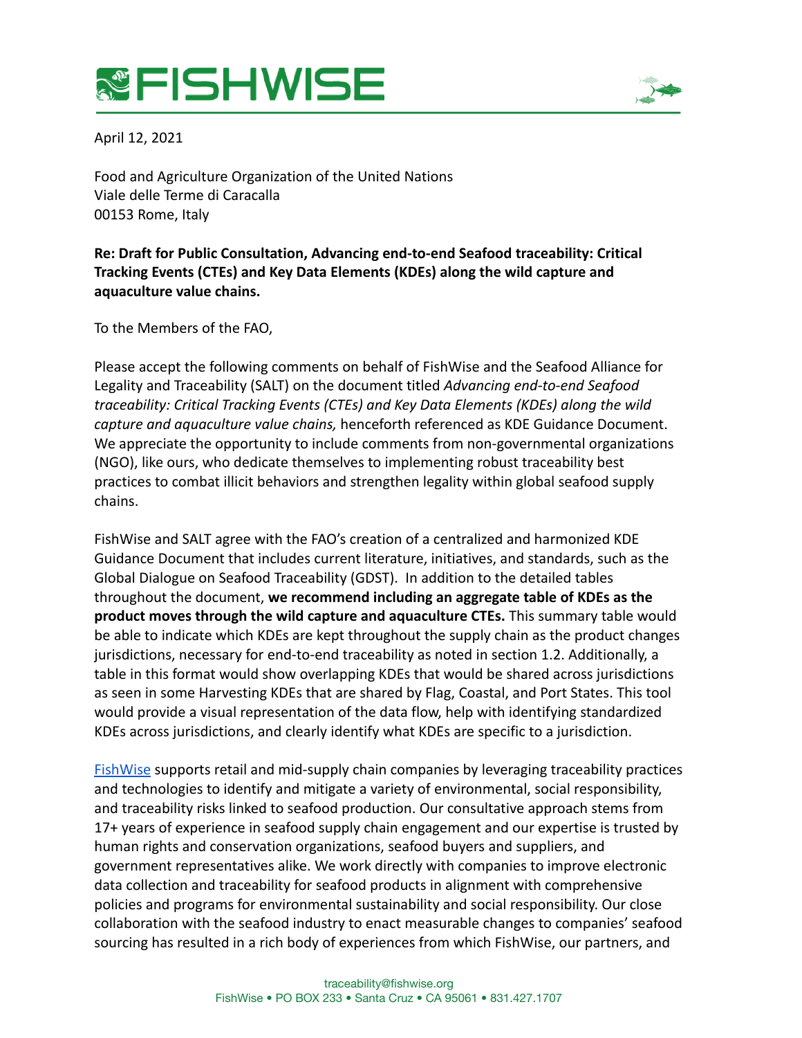# FISHWISE

April 12, 2021

Food and Agriculture Organization of the United Nations
Viale delle Terme di Caracalla
00153 Rome, Italy

**Re: Draft for Public Consultation, Advancing end-to-end Seafood traceability: Critical Tracking Events (CTEs) and Key Data Elements (KDEs) along the wild capture and aquaculture value chains.**

To the Members of the FAO,

Please accept the following comments on behalf of FishWise and the Seafood Alliance for Legality and Traceability (SALT) on the document titled *Advancing end-to-end Seafood traceability: Critical Tracking Events (CTEs) and Key Data Elements (KDEs) along the wild capture and aquaculture value chains,* henceforth referenced as KDE Guidance Document. We appreciate the opportunity to include comments from non-governmental organizations (NGO), like ours, who dedicate themselves to implementing robust traceability best practices to combat illicit behaviors and strengthen legality within global seafood supply chains.

FishWise and SALT agree with the FAO's creation of a centralized and harmonized KDE Guidance Document that includes current literature, initiatives, and standards, such as the Global Dialogue on Seafood Traceability (GDST). In addition to the detailed tables throughout the document, **we recommend including an aggregate table of KDEs as the product moves through the wild capture and aquaculture CTEs.** This summary table would be able to indicate which KDEs are kept throughout the supply chain as the product changes jurisdictions, necessary for end-to-end traceability as noted in section 1.2. Additionally, a table in this format would show overlapping KDEs that would be shared across jurisdictions as seen in some Harvesting KDEs that are shared by Flag, Coastal, and Port States. This tool would provide a visual representation of the data flow, help with identifying standardized KDEs across jurisdictions, and clearly identify what KDEs are specific to a jurisdiction.

[FishWise](https://fishwise.org) supports retail and mid-supply chain companies by leveraging traceability practices and technologies to identify and mitigate a variety of environmental, social responsibility, and traceability risks linked to seafood production. Our consultative approach stems from 17+ years of experience in seafood supply chain engagement and our expertise is trusted by human rights and conservation organizations, seafood buyers and suppliers, and government representatives alike. We work directly with companies to improve electronic data collection and traceability for seafood products in alignment with comprehensive policies and programs for environmental sustainability and social responsibility. Our close collaboration with the seafood industry to enact measurable changes to companies' seafood sourcing has resulted in a rich body of experiences from which FishWise, our partners, and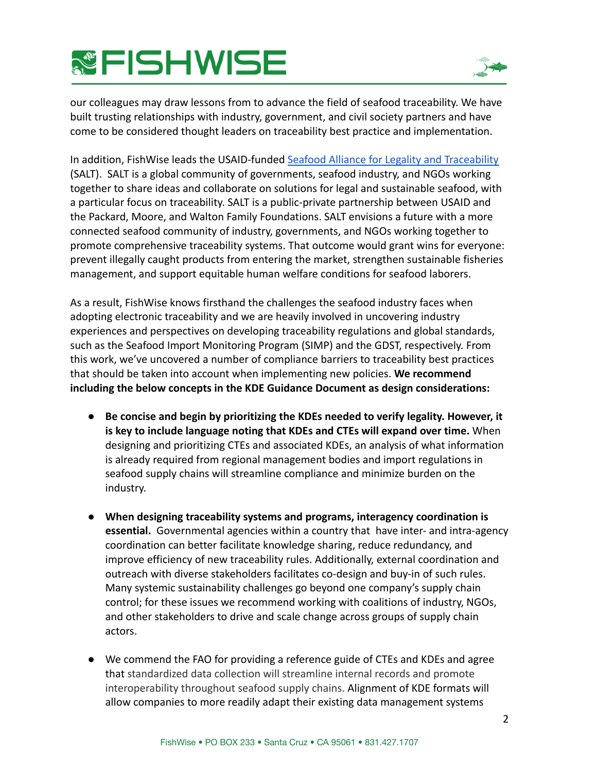our colleagues may draw lessons from to advance the field of seafood traceability. We have built trusting relationships with industry, government, and civil society partners and have come to be considered thought leaders on traceability best practice and implementation.

In addition, FishWise leads the USAID-funded [Seafood Alliance for Legality and Traceability](#) (SALT). SALT is a global community of governments, seafood industry, and NGOs working together to share ideas and collaborate on solutions for legal and sustainable seafood, with a particular focus on traceability. SALT is a public-private partnership between USAID and the Packard, Moore, and Walton Family Foundations. SALT envisions a future with a more connected seafood community of industry, governments, and NGOs working together to promote comprehensive traceability systems. That outcome would grant wins for everyone: prevent illegally caught products from entering the market, strengthen sustainable fisheries management, and support equitable human welfare conditions for seafood laborers.

As a result, FishWise knows firsthand the challenges the seafood industry faces when adopting electronic traceability and we are heavily involved in uncovering industry experiences and perspectives on developing traceability regulations and global standards, such as the Seafood Import Monitoring Program (SIMP) and the GDST, respectively. From this work, we've uncovered a number of compliance barriers to traceability best practices that should be taken into account when implementing new policies. **We recommend including the below concepts in the KDE Guidance Document as design considerations:**

- **Be concise and begin by prioritizing the KDEs needed to verify legality. However, it is key to include language noting that KDEs and CTEs will expand over time.** When designing and prioritizing CTEs and associated KDEs, an analysis of what information is already required from regional management bodies and import regulations in seafood supply chains will streamline compliance and minimize burden on the industry.

- **When designing traceability systems and programs, interagency coordination is essential.** Governmental agencies within a country that have inter- and intra-agency coordination can better facilitate knowledge sharing, reduce redundancy, and improve efficiency of new traceability rules. Additionally, external coordination and outreach with diverse stakeholders facilitates co-design and buy-in of such rules. Many systemic sustainability challenges go beyond one company's supply chain control; for these issues we recommend working with coalitions of industry, NGOs, and other stakeholders to drive and scale change across groups of supply chain actors.

- We commend the FAO for providing a reference guide of CTEs and KDEs and agree that standardized data collection will streamline internal records and promote interoperability throughout seafood supply chains. Alignment of KDE formats will allow companies to more readily adapt their existing data management systems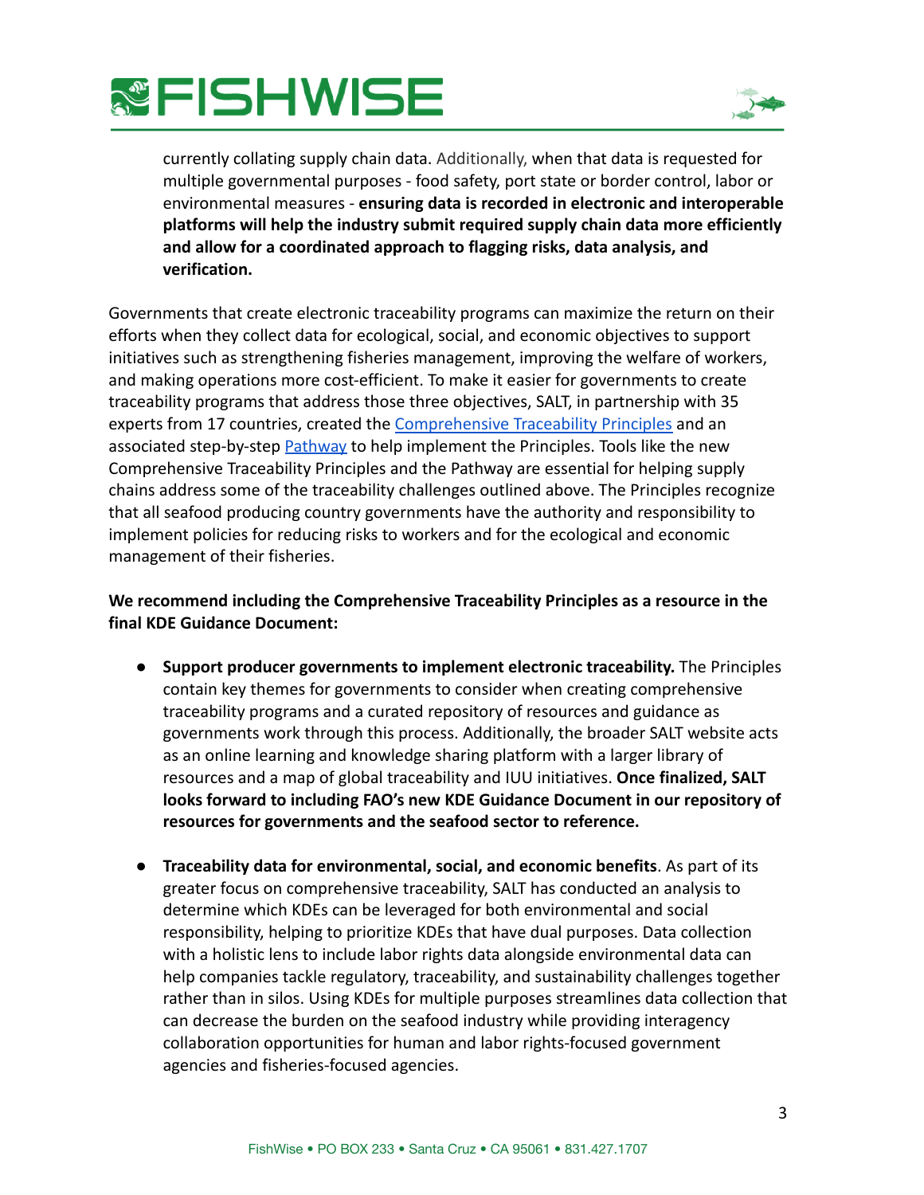currently collating supply chain data. Additionally, when that data is requested for multiple governmental purposes - food safety, port state or border control, labor or environmental measures - **ensuring data is recorded in electronic and interoperable platforms will help the industry submit required supply chain data more efficiently and allow for a coordinated approach to flagging risks, data analysis, and verification.**

Governments that create electronic traceability programs can maximize the return on their efforts when they collect data for ecological, social, and economic objectives to support initiatives such as strengthening fisheries management, improving the welfare of workers, and making operations more cost-efficient. To make it easier for governments to create traceability programs that address those three objectives, SALT, in partnership with 35 experts from 17 countries, created the Comprehensive Traceability Principles and an associated step-by-step Pathway to help implement the Principles. Tools like the new Comprehensive Traceability Principles and the Pathway are essential for helping supply chains address some of the traceability challenges outlined above. The Principles recognize that all seafood producing country governments have the authority and responsibility to implement policies for reducing risks to workers and for the ecological and economic management of their fisheries.

**We recommend including the Comprehensive Traceability Principles as a resource in the final KDE Guidance Document:**

- **Support producer governments to implement electronic traceability.** The Principles contain key themes for governments to consider when creating comprehensive traceability programs and a curated repository of resources and guidance as governments work through this process. Additionally, the broader SALT website acts as an online learning and knowledge sharing platform with a larger library of resources and a map of global traceability and IUU initiatives. **Once finalized, SALT looks forward to including FAO's new KDE Guidance Document in our repository of resources for governments and the seafood sector to reference.**

- **Traceability data for environmental, social, and economic benefits**. As part of its greater focus on comprehensive traceability, SALT has conducted an analysis to determine which KDEs can be leveraged for both environmental and social responsibility, helping to prioritize KDEs that have dual purposes. Data collection with a holistic lens to include labor rights data alongside environmental data can help companies tackle regulatory, traceability, and sustainability challenges together rather than in silos. Using KDEs for multiple purposes streamlines data collection that can decrease the burden on the seafood industry while providing interagency collaboration opportunities for human and labor rights-focused government agencies and fisheries-focused agencies.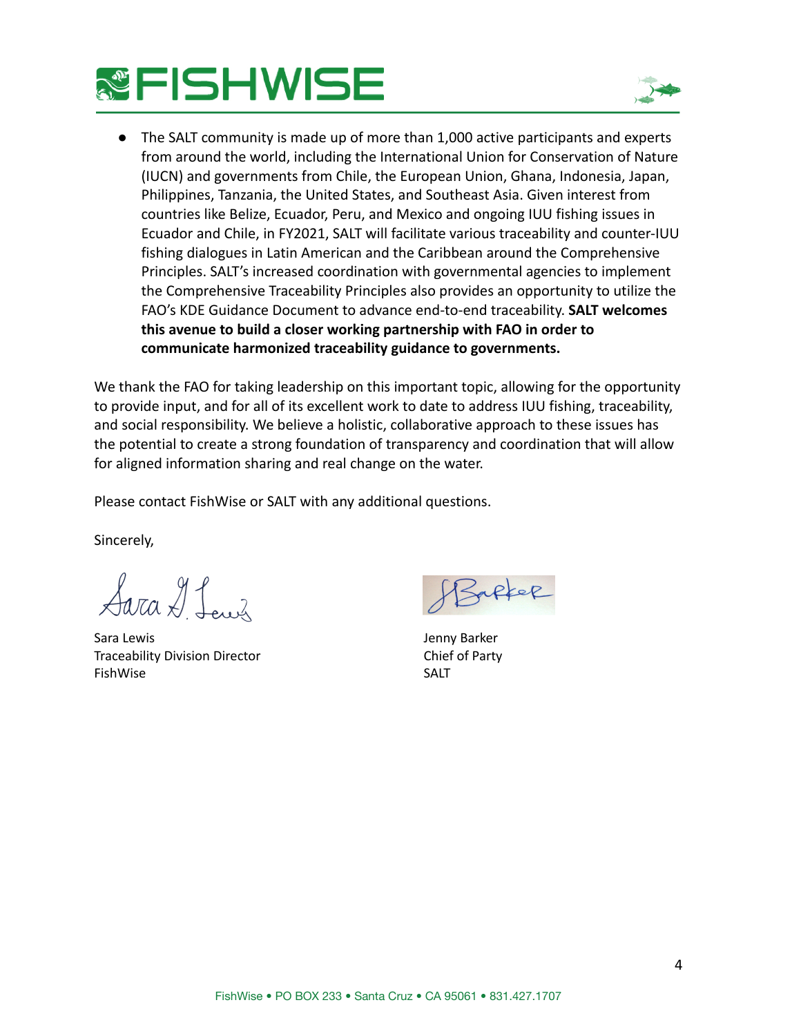- The SALT community is made up of more than 1,000 active participants and experts from around the world, including the International Union for Conservation of Nature (IUCN) and governments from Chile, the European Union, Ghana, Indonesia, Japan, Philippines, Tanzania, the United States, and Southeast Asia. Given interest from countries like Belize, Ecuador, Peru, and Mexico and ongoing IUU fishing issues in Ecuador and Chile, in FY2021, SALT will facilitate various traceability and counter-IUU fishing dialogues in Latin American and the Caribbean around the Comprehensive Principles. SALT's increased coordination with governmental agencies to implement the Comprehensive Traceability Principles also provides an opportunity to utilize the FAO's KDE Guidance Document to advance end-to-end traceability. **SALT welcomes this avenue to build a closer working partnership with FAO in order to communicate harmonized traceability guidance to governments.**

We thank the FAO for taking leadership on this important topic, allowing for the opportunity to provide input, and for all of its excellent work to date to address IUU fishing, traceability, and social responsibility. We believe a holistic, collaborative approach to these issues has the potential to create a strong foundation of transparency and coordination that will allow for aligned information sharing and real change on the water.

Please contact FishWise or SALT with any additional questions.

Sincerely,

Sara Lewis
Traceability Division Director
FishWise

Jenny Barker
Chief of Party
SALT